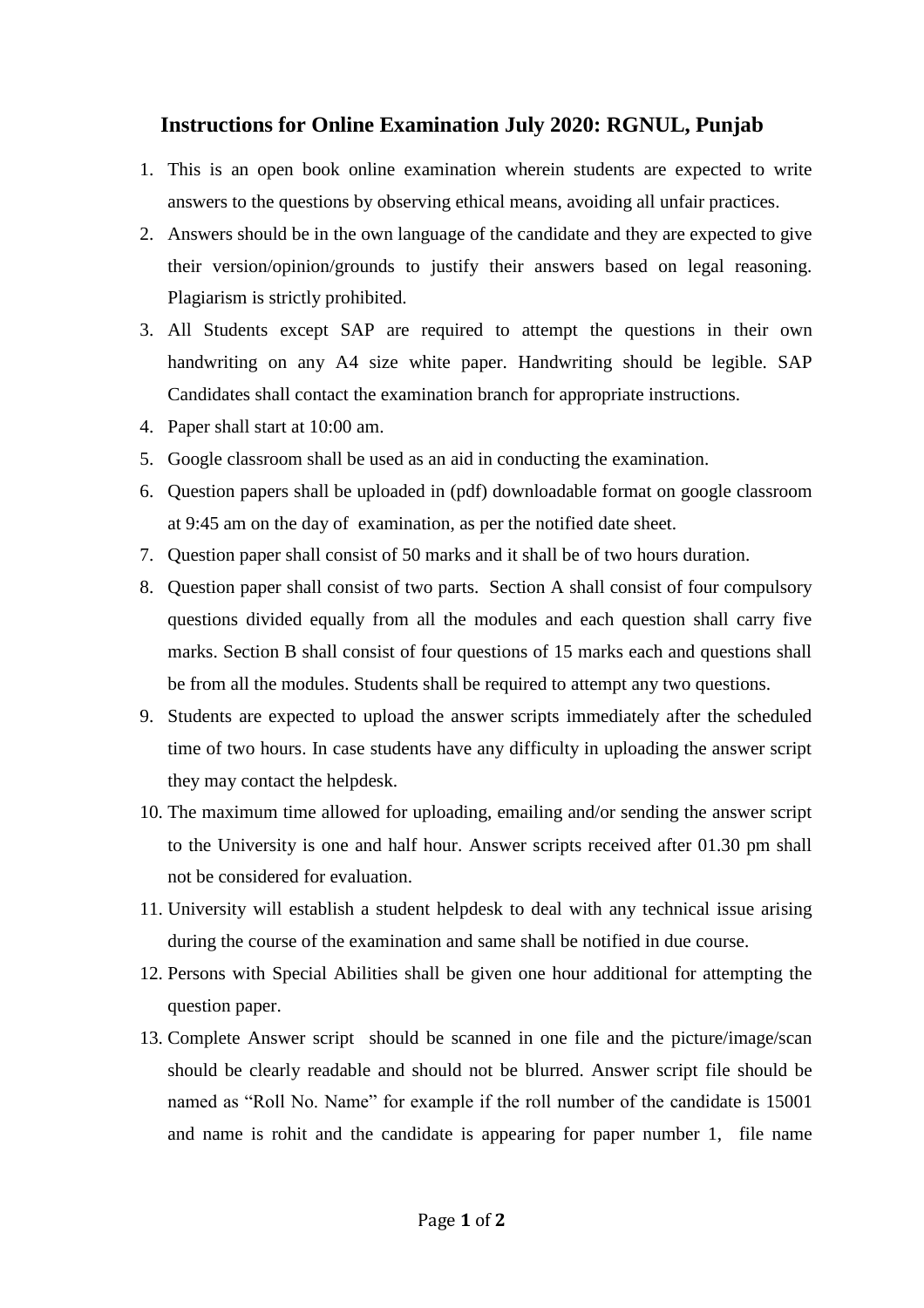# Instructions for Online Examination July 2020: RGNUL, Punjab

1. This is an open book online examination wherein students are expected to write answers to the questions by observing ethical means, avoiding all unfair practices.
2. Answers should be in the own language of the candidate and they are expected to give their version/opinion/grounds to justify their answers based on legal reasoning. Plagiarism is strictly prohibited.
3. All Students except SAP are required to attempt the questions in their own handwriting on any A4 size white paper. Handwriting should be legible. SAP Candidates shall contact the examination branch for appropriate instructions.
4. Paper shall start at 10:00 am.
5. Google classroom shall be used as an aid in conducting the examination.
6. Question papers shall be uploaded in (pdf) downloadable format on google classroom at 9:45 am on the day of examination, as per the notified date sheet.
7. Question paper shall consist of 50 marks and it shall be of two hours duration.
8. Question paper shall consist of two parts. Section A shall consist of four compulsory questions divided equally from all the modules and each question shall carry five marks. Section B shall consist of four questions of 15 marks each and questions shall be from all the modules. Students shall be required to attempt any two questions.
9. Students are expected to upload the answer scripts immediately after the scheduled time of two hours. In case students have any difficulty in uploading the answer script they may contact the helpdesk.
10. The maximum time allowed for uploading, emailing and/or sending the answer script to the University is one and half hour. Answer scripts received after 01.30 pm shall not be considered for evaluation.
11. University will establish a student helpdesk to deal with any technical issue arising during the course of the examination and same shall be notified in due course.
12. Persons with Special Abilities shall be given one hour additional for attempting the question paper.
13. Complete Answer script should be scanned in one file and the picture/image/scan should be clearly readable and should not be blurred. Answer script file should be named as "Roll No. Name" for example if the roll number of the candidate is 15001 and name is rohit and the candidate is appearing for paper number 1, file name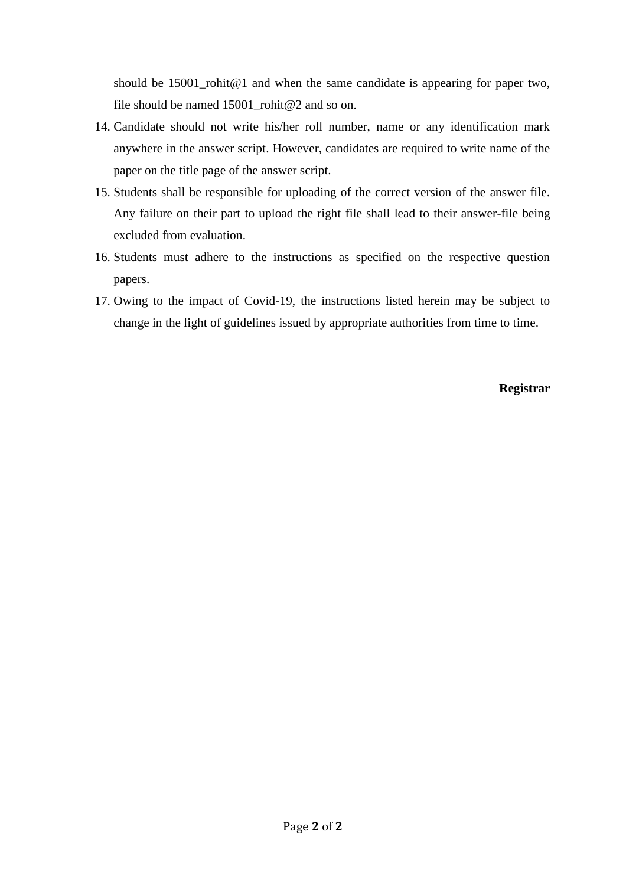should be 15001_rohit@1 and when the same candidate is appearing for paper two, file should be named 15001_rohit@2 and so on.

14. Candidate should not write his/her roll number, name or any identification mark anywhere in the answer script. However, candidates are required to write name of the paper on the title page of the answer script.
15. Students shall be responsible for uploading of the correct version of the answer file. Any failure on their part to upload the right file shall lead to their answer-file being excluded from evaluation.
16. Students must adhere to the instructions as specified on the respective question papers.
17. Owing to the impact of Covid-19, the instructions listed herein may be subject to change in the light of guidelines issued by appropriate authorities from time to time.

**Registrar**